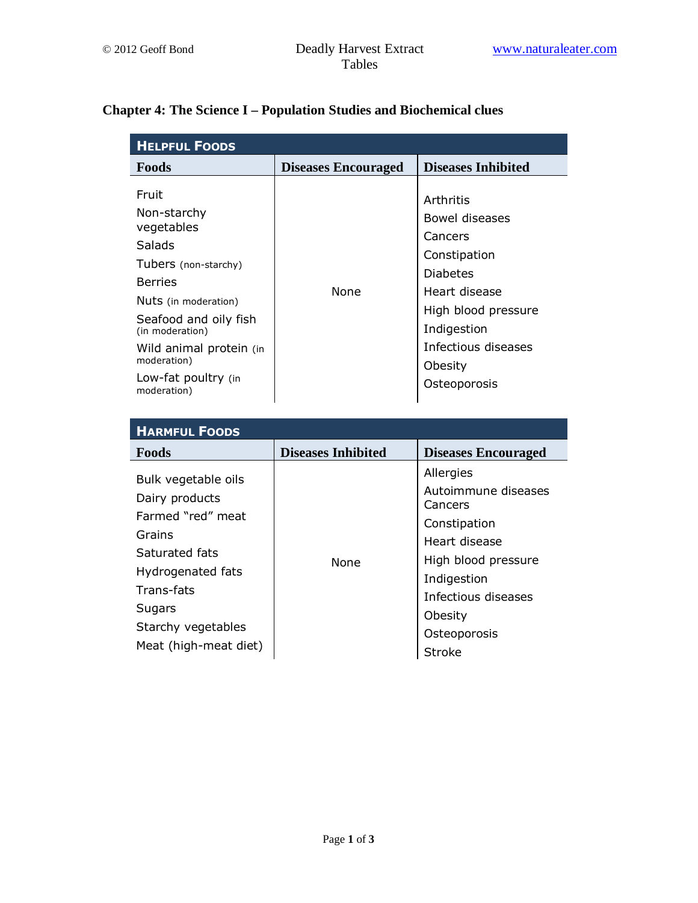## Chapter 4: The Science I – Population Studies and Biochemical clues

| **Helpful Foods** | | |
|---|---|---|
| **Foods** | **Diseases Encouraged** | **Diseases Inhibited** |
| Fruit<br>Non-starchy vegetables<br>Salads<br>Tubers (non-starchy)<br>Berries<br>Nuts (in moderation)<br>Seafood and oily fish (in moderation)<br>Wild animal protein (in moderation)<br>Low-fat poultry (in moderation) | None | Arthritis<br>Bowel diseases<br>Cancers<br>Constipation<br>Diabetes<br>Heart disease<br>High blood pressure<br>Indigestion<br>Infectious diseases<br>Obesity<br>Osteoporosis |

| **Harmful Foods** | | |
|---|---|---|
| **Foods** | **Diseases Inhibited** | **Diseases Encouraged** |
| Bulk vegetable oils<br>Dairy products<br>Farmed "red" meat<br>Grains<br>Saturated fats<br>Hydrogenated fats<br>Trans-fats<br>Sugars<br>Starchy vegetables<br>Meat (high-meat diet) | None | Allergies<br>Autoimmune diseases<br>Cancers<br>Constipation<br>Heart disease<br>High blood pressure<br>Indigestion<br>Infectious diseases<br>Obesity<br>Osteoporosis<br>Stroke |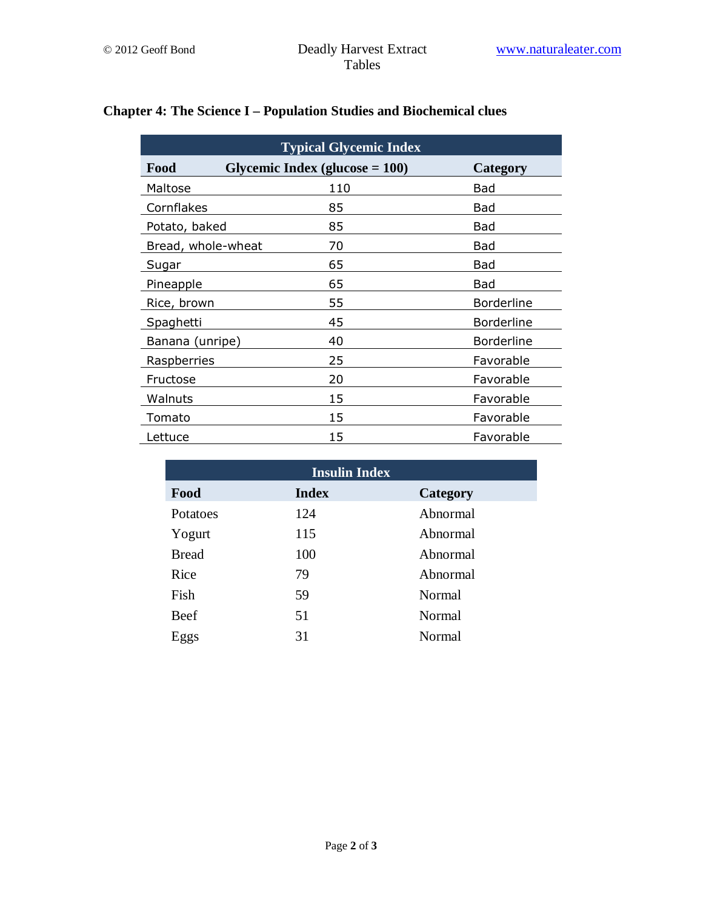## Chapter 4: The Science I – Population Studies and Biochemical clues

| Typical Glycemic Index | | |
|---|---|---|
| **Food** | **Glycemic Index (glucose = 100)** | **Category** |
| Maltose | 110 | Bad |
| Cornflakes | 85 | Bad |
| Potato, baked | 85 | Bad |
| Bread, whole-wheat | 70 | Bad |
| Sugar | 65 | Bad |
| Pineapple | 65 | Bad |
| Rice, brown | 55 | Borderline |
| Spaghetti | 45 | Borderline |
| Banana (unripe) | 40 | Borderline |
| Raspberries | 25 | Favorable |
| Fructose | 20 | Favorable |
| Walnuts | 15 | Favorable |
| Tomato | 15 | Favorable |
| Lettuce | 15 | Favorable |

| Insulin Index | | |
|---|---|---|
| **Food** | **Index** | **Category** |
| Potatoes | 124 | Abnormal |
| Yogurt | 115 | Abnormal |
| Bread | 100 | Abnormal |
| Rice | 79 | Abnormal |
| Fish | 59 | Normal |
| Beef | 51 | Normal |
| Eggs | 31 | Normal |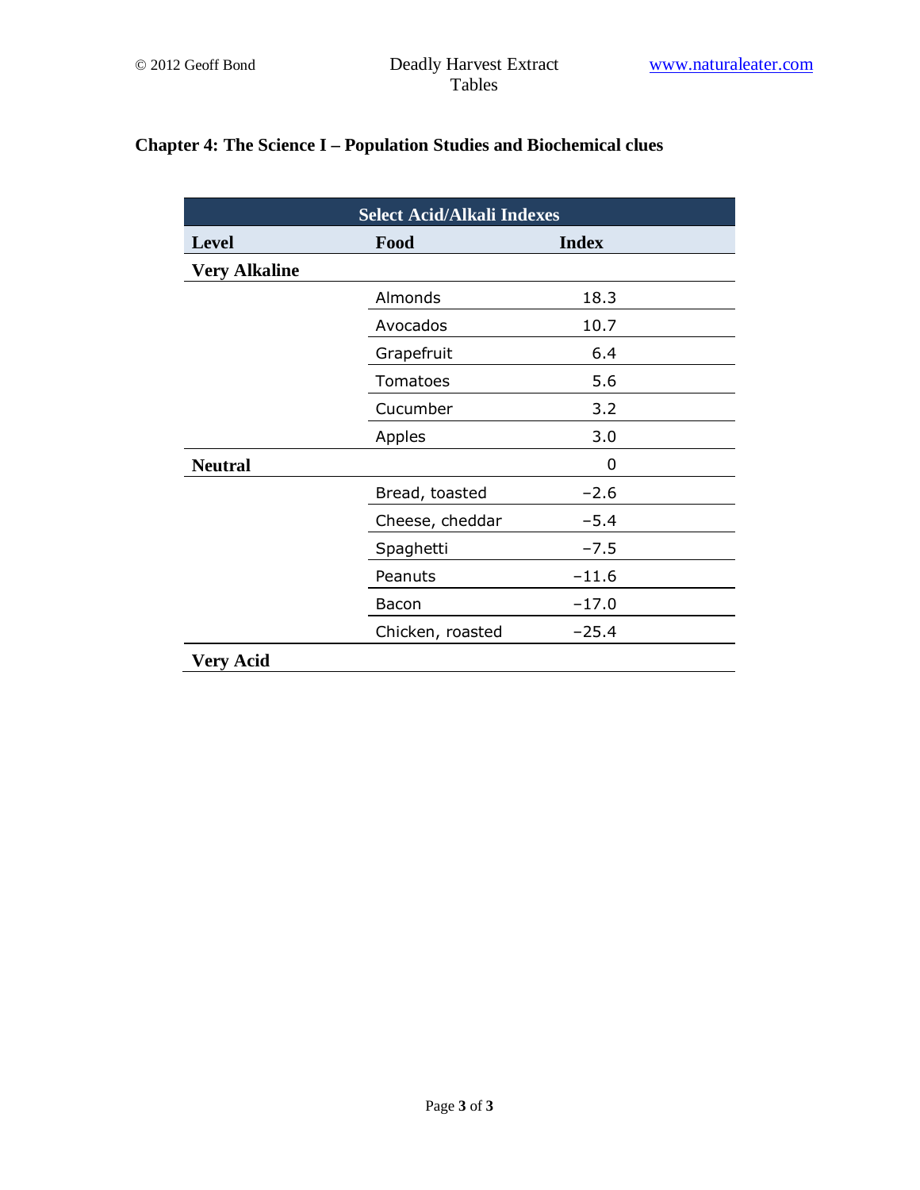## Chapter 4: The Science I – Population Studies and Biochemical clues

| Select Acid/Alkali Indexes | | |
|---|---|---|
| **Level** | **Food** | **Index** |
| **Very Alkaline** | | |
| | Almonds | 18.3 |
| | Avocados | 10.7 |
| | Grapefruit | 6.4 |
| | Tomatoes | 5.6 |
| | Cucumber | 3.2 |
| | Apples | 3.0 |
| **Neutral** | | 0 |
| | Bread, toasted | −2.6 |
| | Cheese, cheddar | −5.4 |
| | Spaghetti | −7.5 |
| | Peanuts | −11.6 |
| | Bacon | −17.0 |
| | Chicken, roasted | −25.4 |
| **Very Acid** | | |